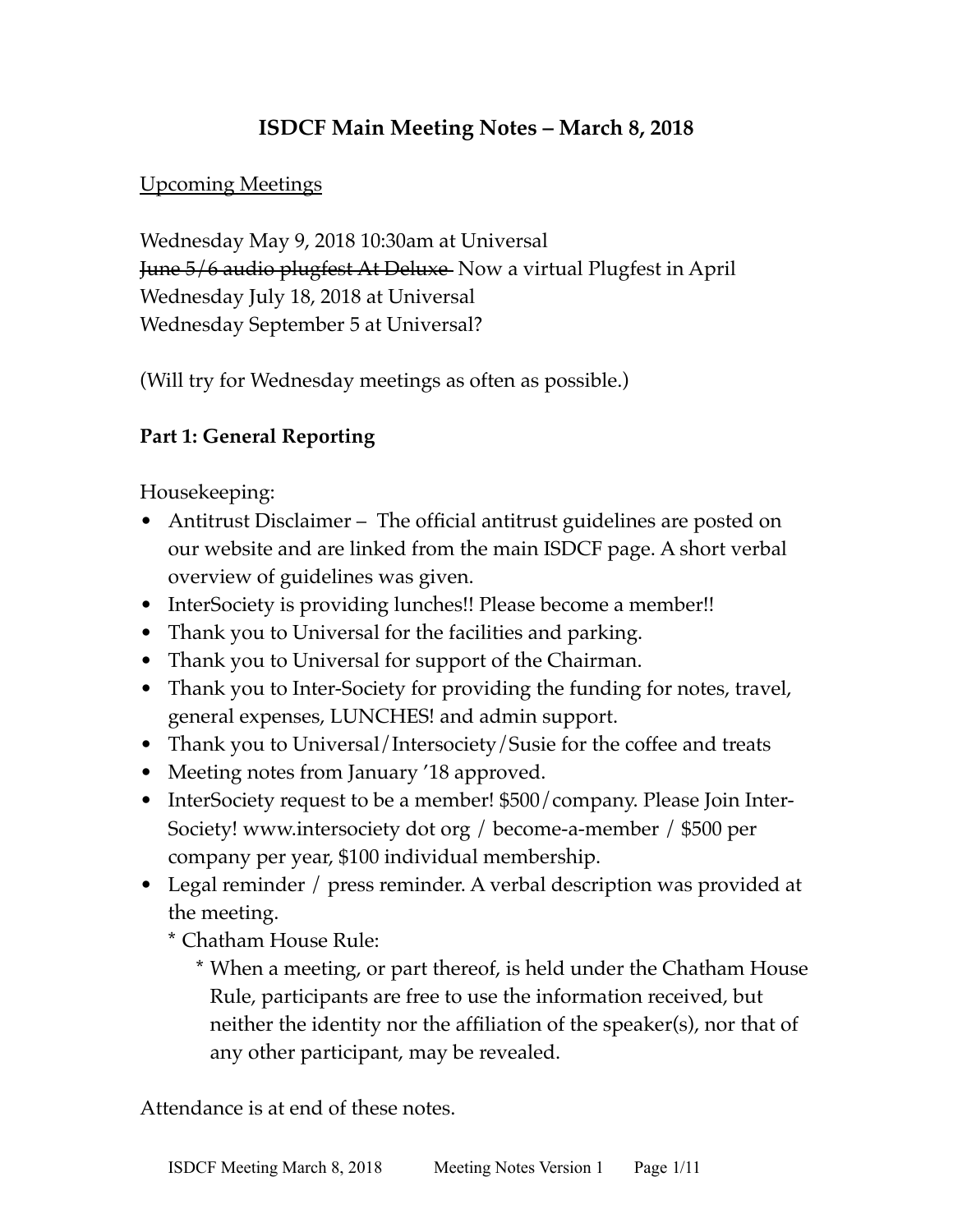# ISDCF Main Meeting Notes – March 8, 2018

Upcoming Meetings

Wednesday May 9, 2018 10:30am at Universal
~~June 5/6 audio plugfest At Deluxe~~ Now a virtual Plugfest in April
Wednesday July 18, 2018 at Universal
Wednesday September 5 at Universal?

(Will try for Wednesday meetings as often as possible.)

**Part 1: General Reporting**

Housekeeping:

- Antitrust Disclaimer – The official antitrust guidelines are posted on our website and are linked from the main ISDCF page. A short verbal overview of guidelines was given.
- InterSociety is providing lunches!! Please become a member!!
- Thank you to Universal for the facilities and parking.
- Thank you to Universal for support of the Chairman.
- Thank you to Inter-Society for providing the funding for notes, travel, general expenses, LUNCHES! and admin support.
- Thank you to Universal/Intersociety/Susie for the coffee and treats
- Meeting notes from January '18 approved.
- InterSociety request to be a member! $500/company. Please Join Inter-Society! www.intersociety dot org / become-a-member / $500 per company per year, $100 individual membership.
- Legal reminder / press reminder. A verbal description was provided at the meeting.
  * Chatham House Rule:
    * When a meeting, or part thereof, is held under the Chatham House Rule, participants are free to use the information received, but neither the identity nor the affiliation of the speaker(s), nor that of any other participant, may be revealed.

Attendance is at end of these notes.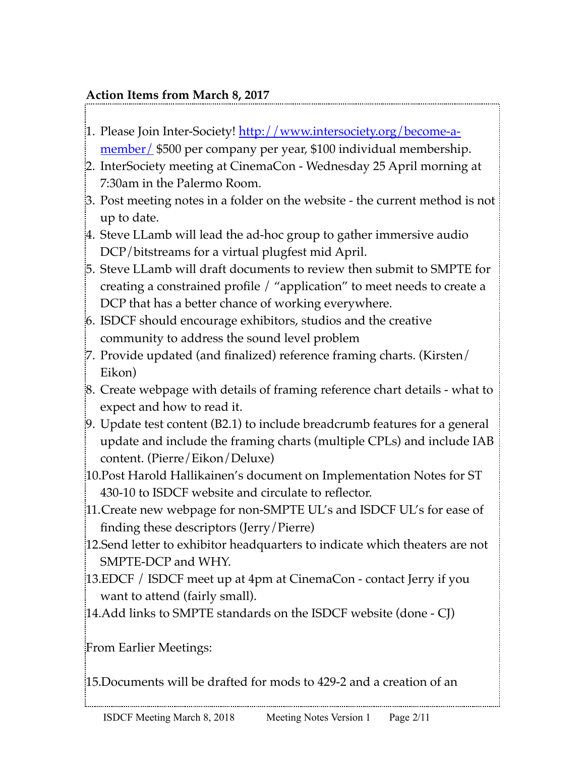**Action Items from March 8, 2017**

1. Please Join Inter-Society! [http://www.intersociety.org/become-a-member/](http://www.intersociety.org/become-a-member/) $500 per company per year, $100 individual membership.
2. InterSociety meeting at CinemaCon - Wednesday 25 April morning at 7:30am in the Palermo Room.
3. Post meeting notes in a folder on the website - the current method is not up to date.
4. Steve LLamb will lead the ad-hoc group to gather immersive audio DCP/bitstreams for a virtual plugfest mid April.
5. Steve LLamb will draft documents to review then submit to SMPTE for creating a constrained profile / "application" to meet needs to create a DCP that has a better chance of working everywhere.
6. ISDCF should encourage exhibitors, studios and the creative community to address the sound level problem
7. Provide updated (and finalized) reference framing charts. (Kirsten/ Eikon)
8. Create webpage with details of framing reference chart details - what to expect and how to read it.
9. Update test content (B2.1) to include breadcrumb features for a general update and include the framing charts (multiple CPLs) and include IAB content. (Pierre/Eikon/Deluxe)
10. Post Harold Hallikainen's document on Implementation Notes for ST 430-10 to ISDCF website and circulate to reflector.
11. Create new webpage for non-SMPTE UL's and ISDCF UL's for ease of finding these descriptors (Jerry/Pierre)
12. Send letter to exhibitor headquarters to indicate which theaters are not SMPTE-DCP and WHY.
13. EDCF / ISDCF meet up at 4pm at CinemaCon - contact Jerry if you want to attend (fairly small).
14. Add links to SMPTE standards on the ISDCF website (done - CJ)

From Earlier Meetings:

15. Documents will be drafted for mods to 429-2 and a creation of an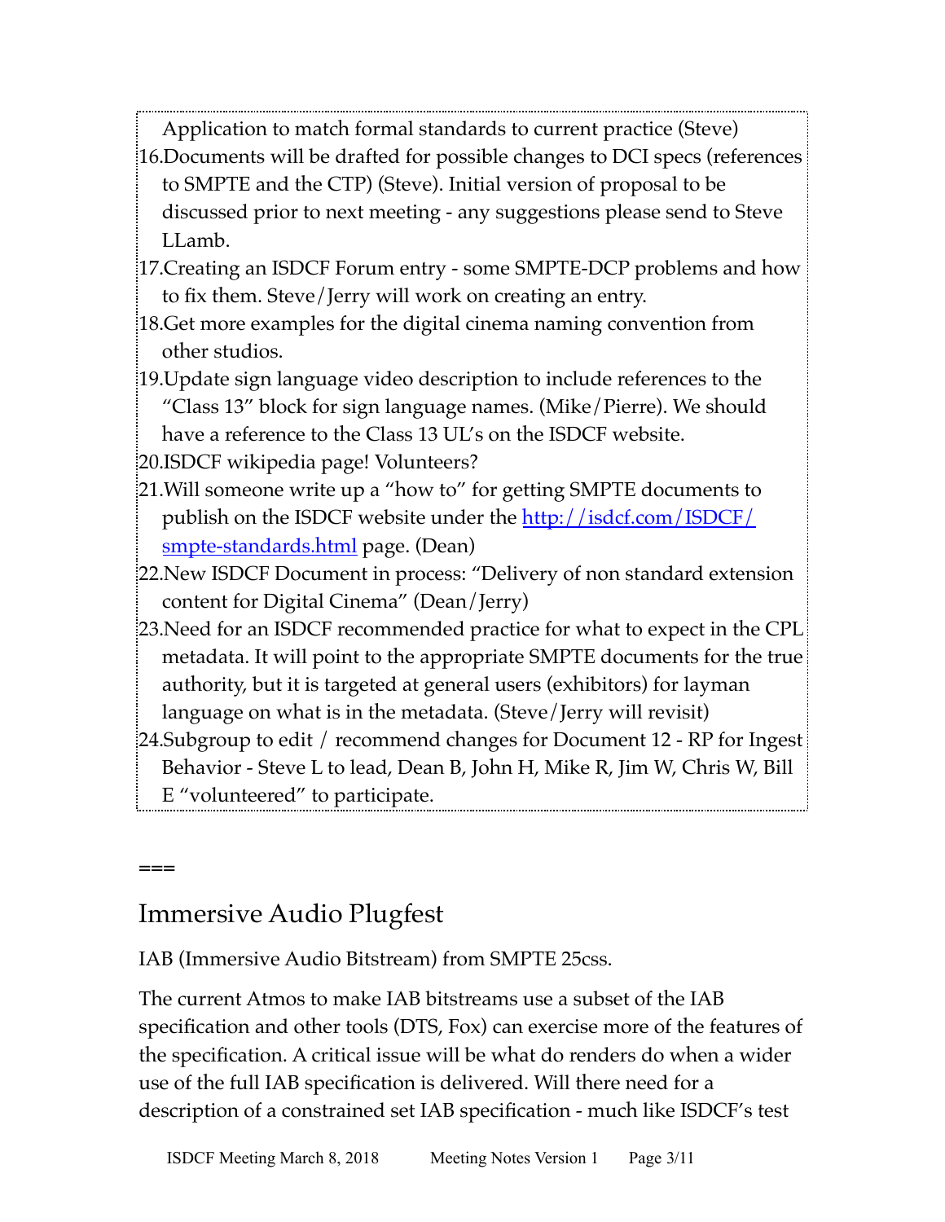Application to match formal standards to current practice (Steve)

16. Documents will be drafted for possible changes to DCI specs (references to SMPTE and the CTP) (Steve). Initial version of proposal to be discussed prior to next meeting - any suggestions please send to Steve LLamb.
17. Creating an ISDCF Forum entry - some SMPTE-DCP problems and how to fix them. Steve/Jerry will work on creating an entry.
18. Get more examples for the digital cinema naming convention from other studios.
19. Update sign language video description to include references to the "Class 13" block for sign language names. (Mike/Pierre). We should have a reference to the Class 13 UL's on the ISDCF website.
20. ISDCF wikipedia page! Volunteers?
21. Will someone write up a "how to" for getting SMPTE documents to publish on the ISDCF website under the [http://isdcf.com/ISDCF/smpte-standards.html](http://isdcf.com/ISDCF/smpte-standards.html) page. (Dean)
22. New ISDCF Document in process: "Delivery of non standard extension content for Digital Cinema" (Dean/Jerry)
23. Need for an ISDCF recommended practice for what to expect in the CPL metadata. It will point to the appropriate SMPTE documents for the true authority, but it is targeted at general users (exhibitors) for layman language on what is in the metadata. (Steve/Jerry will revisit)
24. Subgroup to edit / recommend changes for Document 12 - RP for Ingest Behavior - Steve L to lead, Dean B, John H, Mike R, Jim W, Chris W, Bill E "volunteered" to participate.

===

## Immersive Audio Plugfest

IAB (Immersive Audio Bitstream) from SMPTE 25css.

The current Atmos to make IAB bitstreams use a subset of the IAB specification and other tools (DTS, Fox) can exercise more of the features of the specification. A critical issue will be what do renders do when a wider use of the full IAB specification is delivered. Will there need for a description of a constrained set IAB specification - much like ISDCF's test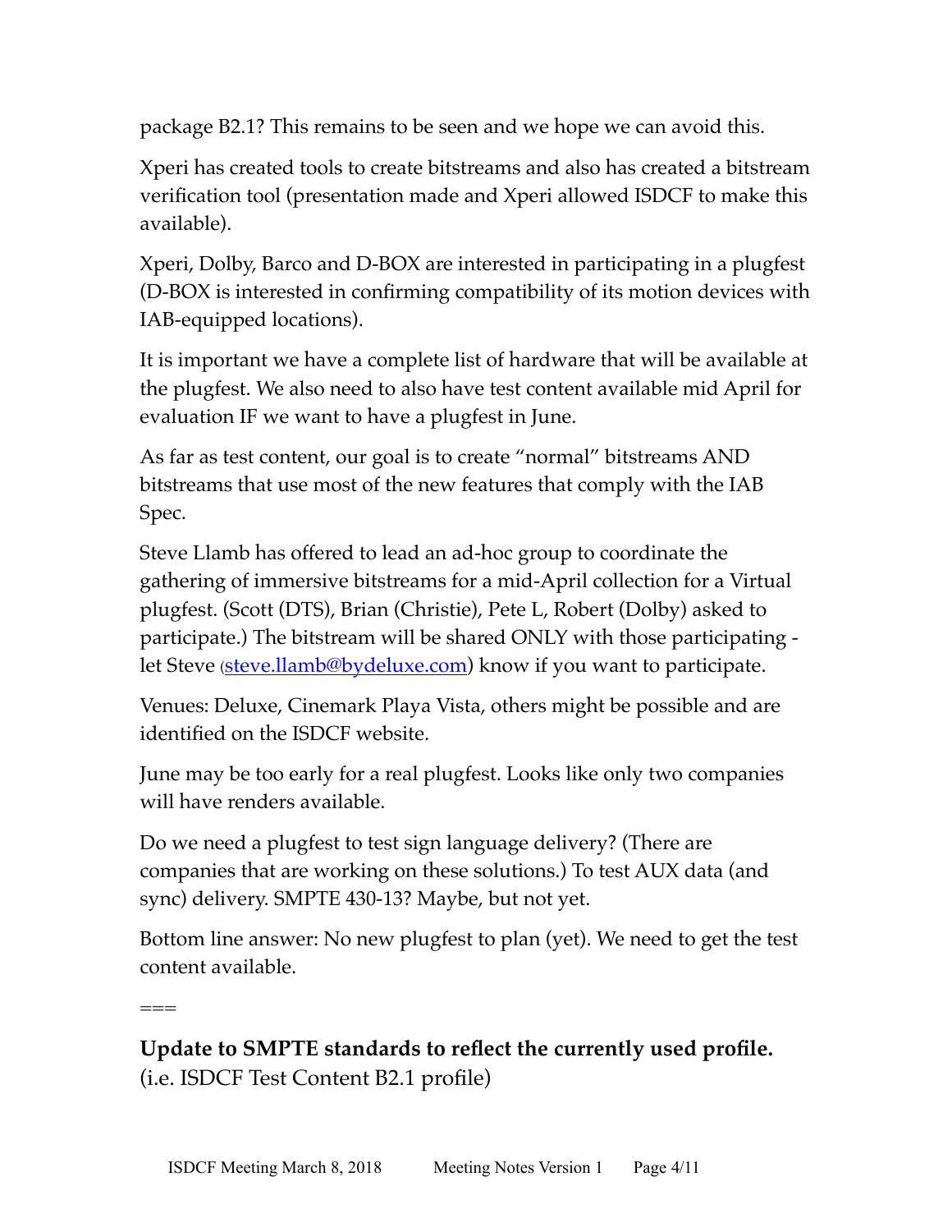package B2.1? This remains to be seen and we hope we can avoid this.

Xperi has created tools to create bitstreams and also has created a bitstream verification tool (presentation made and Xperi allowed ISDCF to make this available).

Xperi, Dolby, Barco and D-BOX are interested in participating in a plugfest (D-BOX is interested in confirming compatibility of its motion devices with IAB-equipped locations).

It is important we have a complete list of hardware that will be available at the plugfest. We also need to also have test content available mid April for evaluation IF we want to have a plugfest in June.

As far as test content, our goal is to create "normal" bitstreams AND bitstreams that use most of the new features that comply with the IAB Spec.

Steve Llamb has offered to lead an ad-hoc group to coordinate the gathering of immersive bitstreams for a mid-April collection for a Virtual plugfest. (Scott (DTS), Brian (Christie), Pete L, Robert (Dolby) asked to participate.) The bitstream will be shared ONLY with those participating - let Steve (steve.llamb@bydeluxe.com) know if you want to participate.

Venues: Deluxe, Cinemark Playa Vista, others might be possible and are identified on the ISDCF website.

June may be too early for a real plugfest. Looks like only two companies will have renders available.

Do we need a plugfest to test sign language delivery? (There are companies that are working on these solutions.) To test AUX data (and sync) delivery. SMPTE 430-13? Maybe, but not yet.

Bottom line answer: No new plugfest to plan (yet). We need to get the test content available.

===

**Update to SMPTE standards to reflect the currently used profile.**
(i.e. ISDCF Test Content B2.1 profile)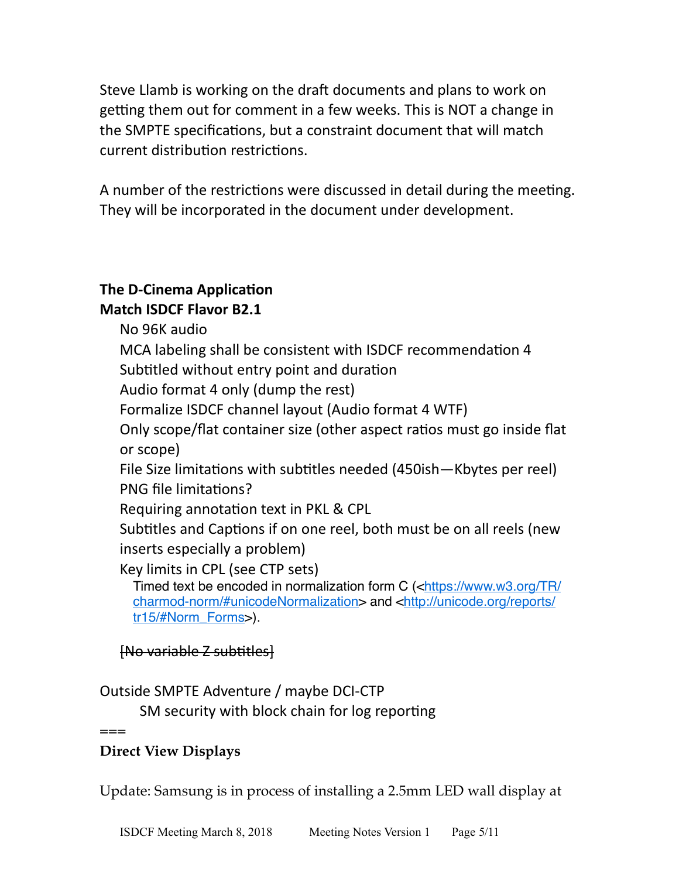Steve Llamb is working on the draft documents and plans to work on getting them out for comment in a few weeks. This is NOT a change in the SMPTE specifications, but a constraint document that will match current distribution restrictions.

A number of the restrictions were discussed in detail during the meeting. They will be incorporated in the document under development.

**The D-Cinema Application**
**Match ISDCF Flavor B2.1**

- No 96K audio
- MCA labeling shall be consistent with ISDCF recommendation 4
- Subtitled without entry point and duration
- Audio format 4 only (dump the rest)
- Formalize ISDCF channel layout (Audio format 4 WTF)
- Only scope/flat container size (other aspect ratios must go inside flat or scope)
- File Size limitations with subtitles needed (450ish—Kbytes per reel)
- PNG file limitations?
- Requiring annotation text in PKL & CPL
- Subtitles and Captions if on one reel, both must be on all reels (new inserts especially a problem)
- Key limits in CPL (see CTP sets)
  - Timed text be encoded in normalization form C (<https://www.w3.org/TR/charmod-norm/#unicodeNormalization> and <http://unicode.org/reports/tr15/#Norm_Forms>).

~~[No variable Z subtitles]~~

Outside SMPTE Adventure / maybe DCI-CTP

SM security with block chain for log reporting

===

**Direct View Displays**

Update: Samsung is in process of installing a 2.5mm LED wall display at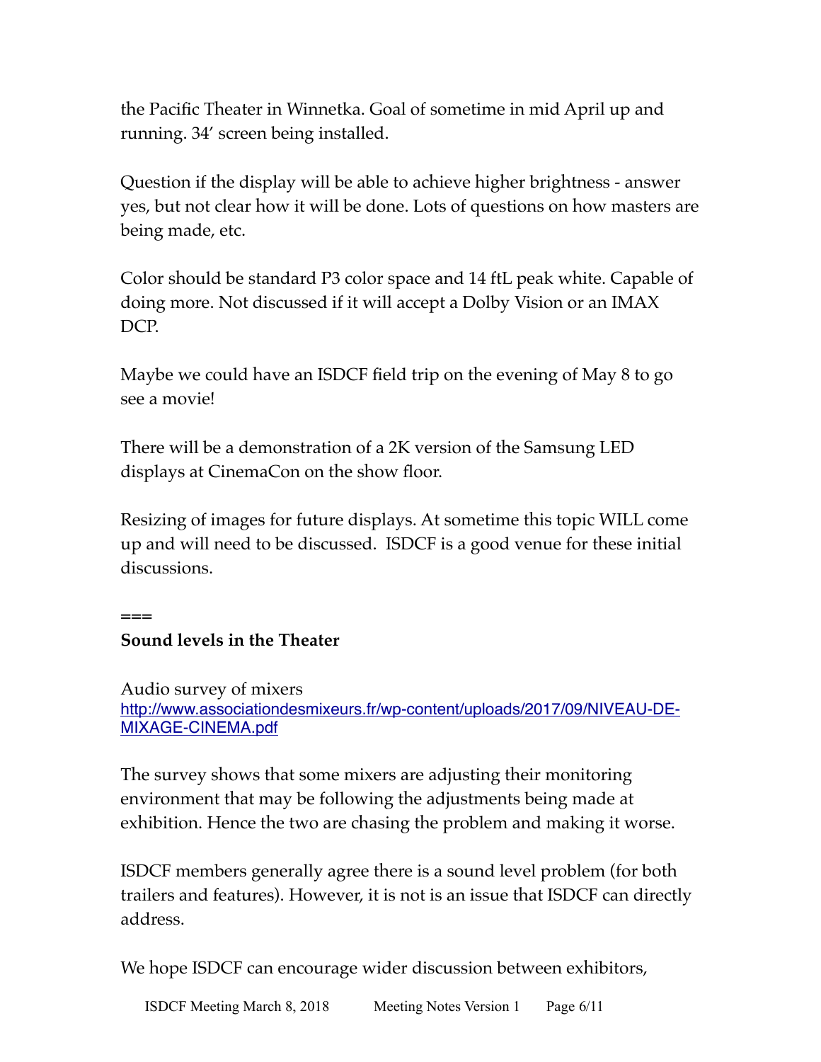the Pacific Theater in Winnetka. Goal of sometime in mid April up and running. 34' screen being installed.

Question if the display will be able to achieve higher brightness - answer yes, but not clear how it will be done. Lots of questions on how masters are being made, etc.

Color should be standard P3 color space and 14 ftL peak white. Capable of doing more. Not discussed if it will accept a Dolby Vision or an IMAX DCP.

Maybe we could have an ISDCF field trip on the evening of May 8 to go see a movie!

There will be a demonstration of a 2K version of the Samsung LED displays at CinemaCon on the show floor.

Resizing of images for future displays. At sometime this topic WILL come up and will need to be discussed. ISDCF is a good venue for these initial discussions.

===

**Sound levels in the Theater**

Audio survey of mixers
http://www.associationdesmixeurs.fr/wp-content/uploads/2017/09/NIVEAU-DE-MIXAGE-CINEMA.pdf

The survey shows that some mixers are adjusting their monitoring environment that may be following the adjustments being made at exhibition. Hence the two are chasing the problem and making it worse.

ISDCF members generally agree there is a sound level problem (for both trailers and features). However, it is not is an issue that ISDCF can directly address.

We hope ISDCF can encourage wider discussion between exhibitors,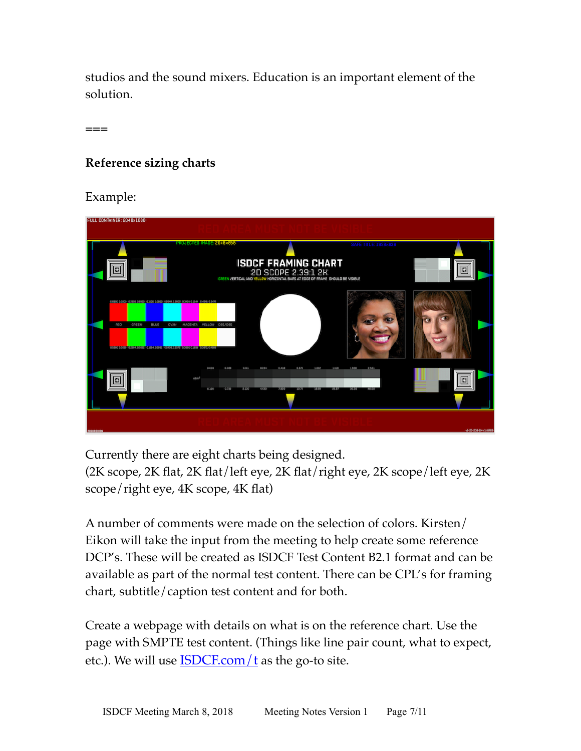studios and the sound mixers. Education is an important element of the solution.

===

**Reference sizing charts**

Example:

Currently there are eight charts being designed.
(2K scope, 2K flat, 2K flat/left eye, 2K flat/right eye, 2K scope/left eye, 2K scope/right eye, 4K scope, 4K flat)

A number of comments were made on the selection of colors. Kirsten/Eikon will take the input from the meeting to help create some reference DCP's. These will be created as ISDCF Test Content B2.1 format and can be available as part of the normal test content. There can be CPL's for framing chart, subtitle/caption test content and for both.

Create a webpage with details on what is on the reference chart. Use the page with SMPTE test content. (Things like line pair count, what to expect, etc.). We will use [ISDCF.com/t](ISDCF.com/t) as the go-to site.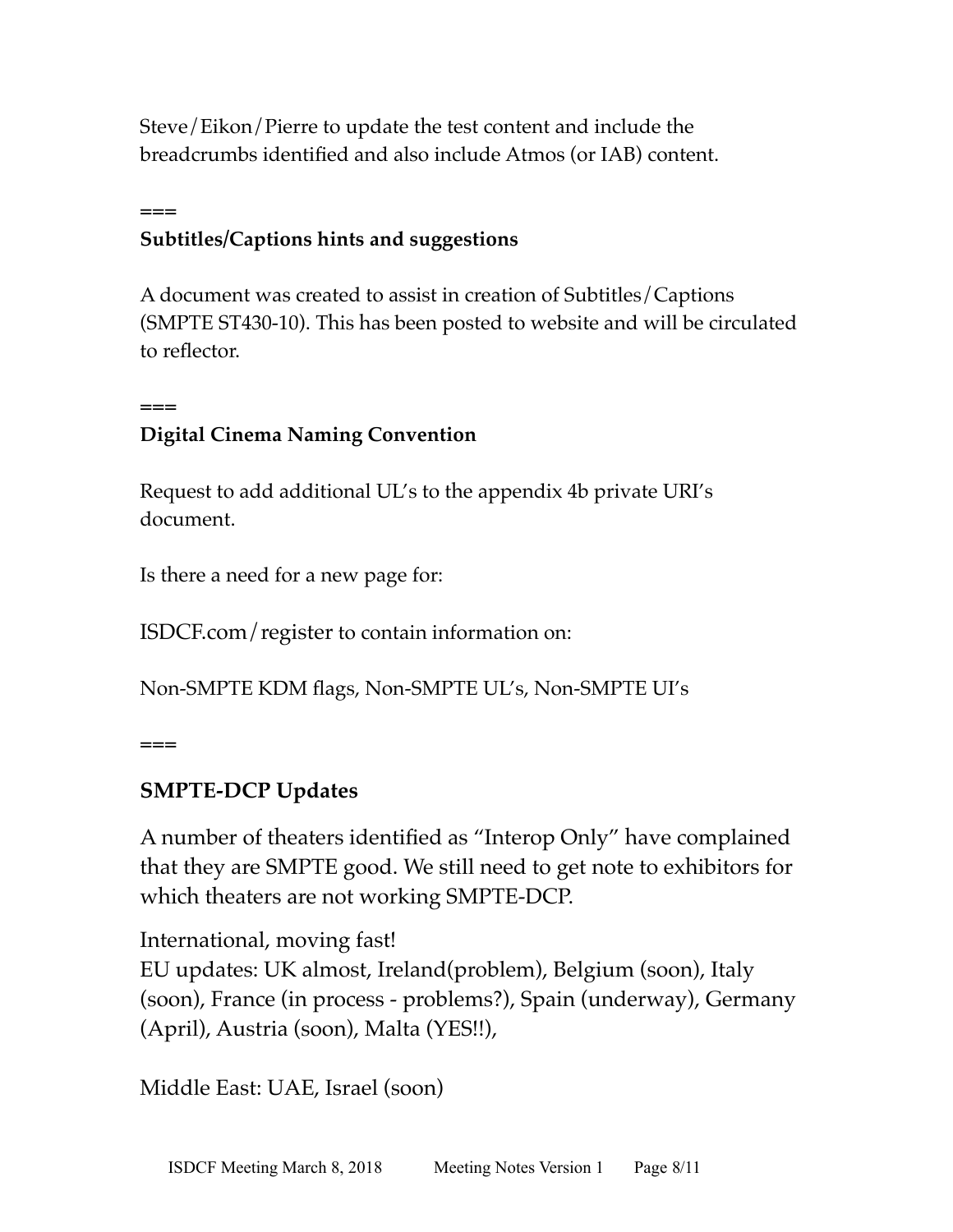Steve/Eikon/Pierre to update the test content and include the breadcrumbs identified and also include Atmos (or IAB) content.

===

**Subtitles/Captions hints and suggestions**

A document was created to assist in creation of Subtitles/Captions (SMPTE ST430-10). This has been posted to website and will be circulated to reflector.

===

**Digital Cinema Naming Convention**

Request to add additional UL's to the appendix 4b private URI's document.

Is there a need for a new page for:

ISDCF.com/register to contain information on:

Non-SMPTE KDM flags, Non-SMPTE UL's, Non-SMPTE UI's

===

## SMPTE-DCP Updates

A number of theaters identified as "Interop Only" have complained that they are SMPTE good. We still need to get note to exhibitors for which theaters are not working SMPTE-DCP.

International, moving fast!
EU updates: UK almost, Ireland(problem), Belgium (soon), Italy (soon), France (in process - problems?), Spain (underway), Germany (April), Austria (soon), Malta (YES!!),

Middle East: UAE, Israel (soon)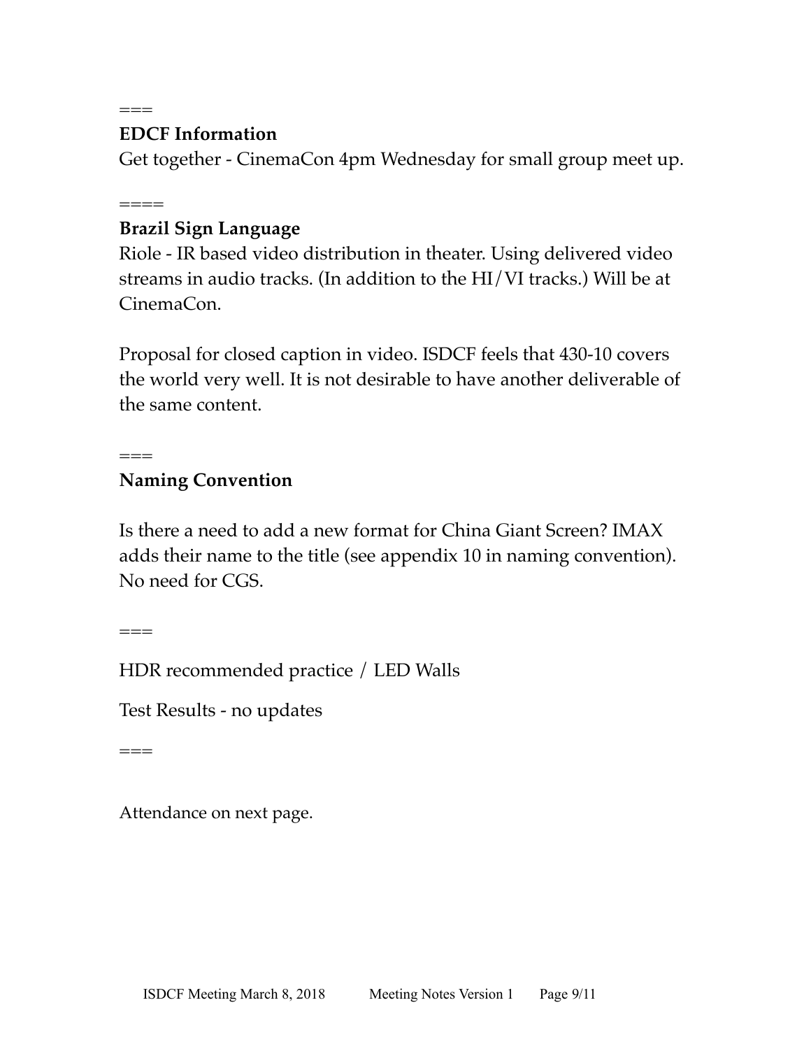===

**EDCF Information**

Get together - CinemaCon 4pm Wednesday for small group meet up.

====

**Brazil Sign Language**

Riole - IR based video distribution in theater. Using delivered video streams in audio tracks. (In addition to the HI/VI tracks.) Will be at CinemaCon.

Proposal for closed caption in video. ISDCF feels that 430-10 covers the world very well. It is not desirable to have another deliverable of the same content.

===

**Naming Convention**

Is there a need to add a new format for China Giant Screen? IMAX adds their name to the title (see appendix 10 in naming convention). No need for CGS.

===

HDR recommended practice / LED Walls

Test Results - no updates

===

Attendance on next page.